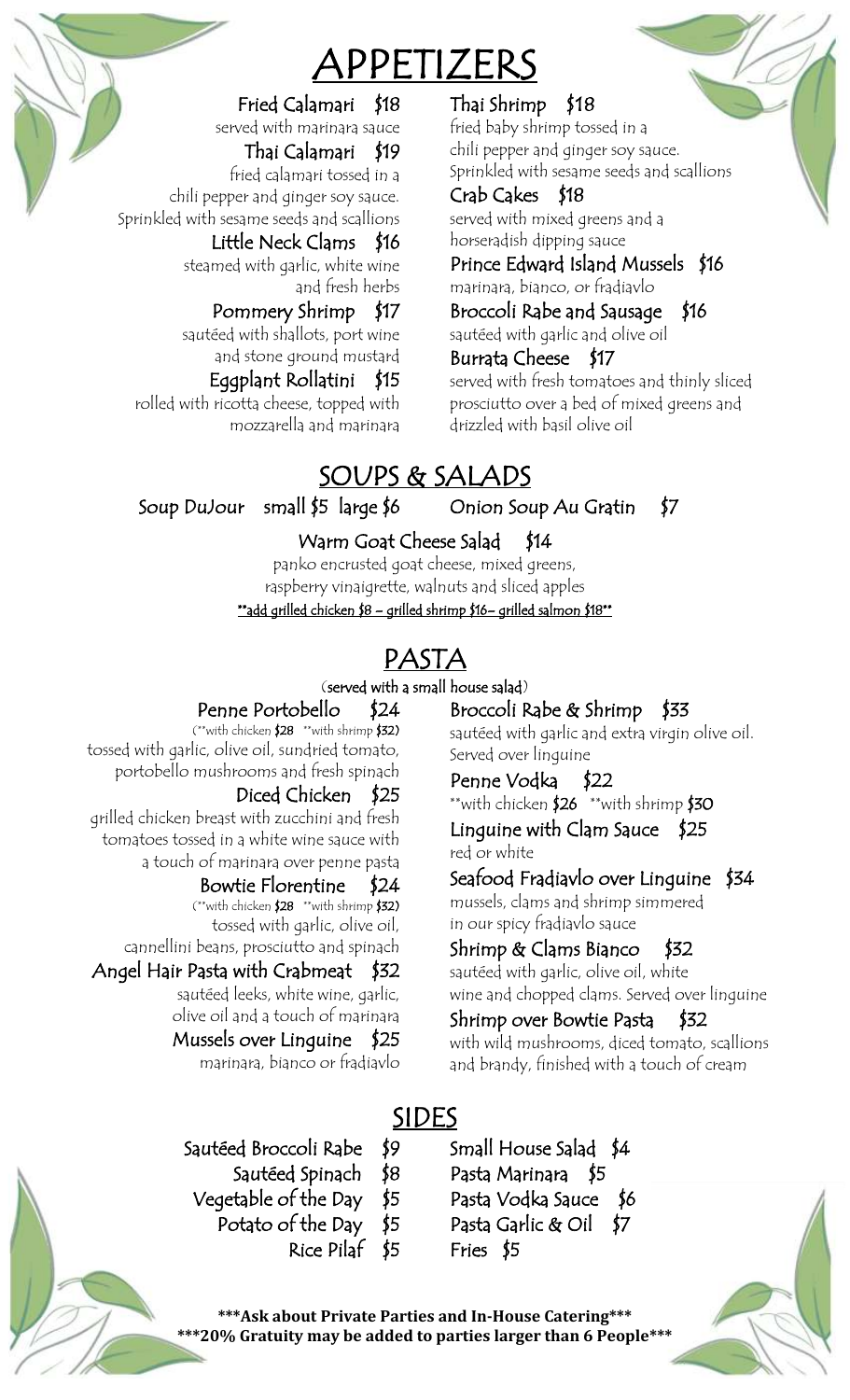# APPETIZERS

**Fried Calamari $18**
served with marinara sauce

**Thai Calamari $19**
fried calamari tossed in a chili pepper and ginger soy sauce. Sprinkled with sesame seeds and scallions

**Little Neck Clams $16**
steamed with garlic, white wine and fresh herbs

**Pommery Shrimp $17**
sautéed with shallots, port wine and stone ground mustard

**Eggplant Rollatini $15**
rolled with ricotta cheese, topped with mozzarella and marinara

**Thai Shrimp $18**
fried baby shrimp tossed in a chili pepper and ginger soy sauce. Sprinkled with sesame seeds and scallions

**Crab Cakes $18**
served with mixed greens and a horseradish dipping sauce

**Prince Edward Island Mussels $16**
marinara, bianco, or fradiavlo

**Broccoli Rabe and Sausage $16**
sautéed with garlic and olive oil

**Burrata Cheese $17**
served with fresh tomatoes and thinly sliced prosciutto over a bed of mixed greens and drizzled with basil olive oil

# SOUPS & SALADS

**Soup DuJour** small $5 large $6

**Onion Soup Au Gratin $7**

**Warm Goat Cheese Salad $14**
panko encrusted goat cheese, mixed greens, raspberry vinaigrette, walnuts and sliced apples
**add grilled chicken $8 – grilled shrimp $16– grilled salmon $18**

# PASTA

(served with a small house salad)

**Penne Portobello $24**
(**with chicken $28 **with shrimp $32)
tossed with garlic, olive oil, sundried tomato, portobello mushrooms and fresh spinach

**Diced Chicken $25**
grilled chicken breast with zucchini and fresh tomatoes tossed in a white wine sauce with a touch of marinara over penne pasta

**Bowtie Florentine $24**
(**with chicken $28 **with shrimp $32)
tossed with garlic, olive oil, cannellini beans, prosciutto and spinach

**Angel Hair Pasta with Crabmeat $32**
sautéed leeks, white wine, garlic, olive oil and a touch of marinara

**Mussels over Linguine $25**
marinara, bianco or fradiavlo

**Broccoli Rabe & Shrimp $33**
sautéed with garlic and extra virgin olive oil. Served over linguine

**Penne Vodka $22**
**with chicken $26 **with shrimp $30

**Linguine with Clam Sauce $25**
red or white

**Seafood Fradiavlo over Linguine $34**
mussels, clams and shrimp simmered in our spicy fradiavlo sauce

**Shrimp & Clams Bianco $32**
sautéed with garlic, olive oil, white wine and chopped clams. Served over linguine

**Shrimp over Bowtie Pasta $32**
with wild mushrooms, diced tomato, scallions and brandy, finished with a touch of cream

# SIDES

- Sautéed Broccoli Rabe $9
- Sautéed Spinach $8
- Vegetable of the Day $5
- Potato of the Day $5
- Rice Pilaf $5
- Small House Salad $4
- Pasta Marinara $5
- Pasta Vodka Sauce $6
- Pasta Garlic & Oil $7
- Fries $5

**\*\*\*Ask about Private Parties and In-House Catering\*\*\***
**\*\*\*20% Gratuity may be added to parties larger than 6 People\*\*\***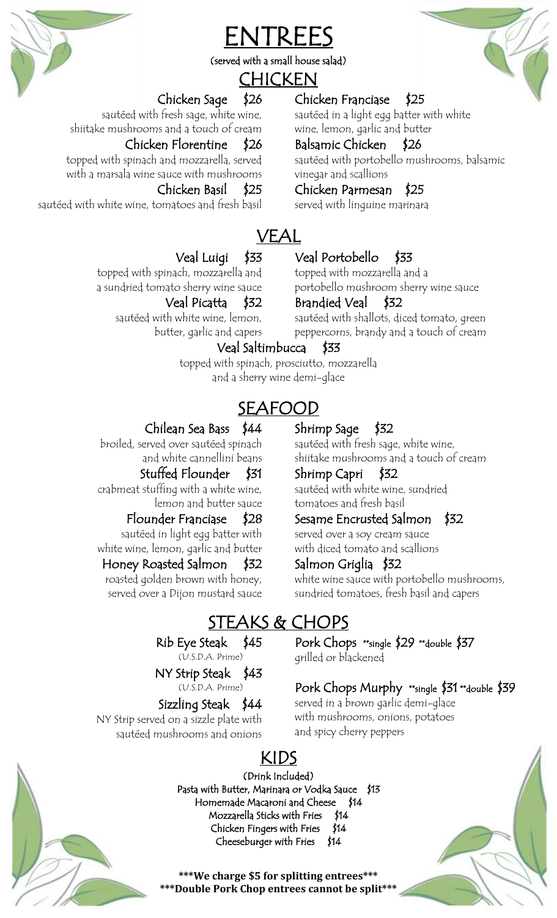# ENTREES

(served with a small house salad)

## CHICKEN

**Chicken Sage $26**
sautéed with fresh sage, white wine, shiitake mushrooms and a touch of cream

**Chicken Florentine $26**
topped with spinach and mozzarella, served with a marsala wine sauce with mushrooms

**Chicken Basil $25**
sautéed with white wine, tomatoes and fresh basil

**Chicken Franciase $25**
sautéed in a light egg batter with white wine, lemon, garlic and butter

**Balsamic Chicken $26**
sautéed with portobello mushrooms, balsamic vinegar and scallions

**Chicken Parmesan $25**
served with linguine marinara

## VEAL

**Veal Luigi $33**
topped with spinach, mozzarella and a sundried tomato sherry wine sauce

**Veal Picatta $32**
sautéed with white wine, lemon, butter, garlic and capers

**Veal Portobello $33**
topped with mozzarella and a portobello mushroom sherry wine sauce

**Brandied Veal $32**
sautéed with shallots, diced tomato, green peppercorns, brandy and a touch of cream

**Veal Saltimbucca $33**
topped with spinach, prosciutto, mozzarella and a sherry wine demi-glace

## SEAFOOD

**Chilean Sea Bass $44**
broiled, served over sautéed spinach and white cannellini beans

**Stuffed Flounder $31**
crabmeat stuffing with a white wine, lemon and butter sauce

**Flounder Franciase $28**
sautéed in light egg batter with white wine, lemon, garlic and butter

**Honey Roasted Salmon $32**
roasted golden brown with honey, served over a Dijon mustard sauce

**Shrimp Sage $32**
sautéed with fresh sage, white wine, shiitake mushrooms and a touch of cream

**Shrimp Capri $32**
sautéed with white wine, sundried tomatoes and fresh basil

**Sesame Encrusted Salmon $32**
served over a soy cream sauce with diced tomato and scallions

**Salmon Griglia $32**
white wine sauce with portobello mushrooms, sundried tomatoes, fresh basil and capers

## STEAKS & CHOPS

**Rib Eye Steak $45**
(U.S.D.A. Prime)

**NY Strip Steak $43**
(U.S.D.A. Prime)

**Sizzling Steak $44**
NY Strip served on a sizzle plate with sautéed mushrooms and onions

**Pork Chops** **single $29 **double $37
grilled or blackened

**Pork Chops Murphy** **single $31 **double $39
served in a brown garlic demi-glace with mushrooms, onions, potatoes and spicy cherry peppers

## KIDS

(Drink Included)

Pasta with Butter, Marinara or Vodka Sauce $13
Homemade Macaroni and Cheese $14
Mozzarella Sticks with Fries $14
Chicken Fingers with Fries $14
Cheeseburger with Fries $14

***We charge $5 for splitting entrees***
***Double Pork Chop entrees cannot be split***